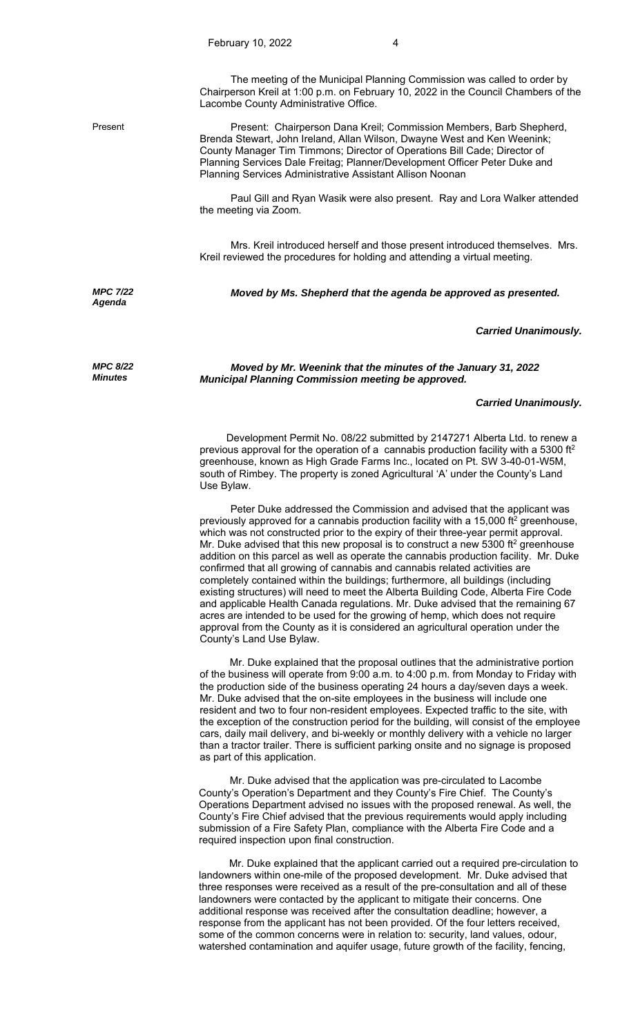The meeting of the Municipal Planning Commission was called to order by Chairperson Kreil at 1:00 p.m. on February 10, 2022 in the Council Chambers of the Lacombe County Administrative Office.

Present

Present: Chairperson Dana Kreil; Commission Members, Barb Shepherd, Brenda Stewart, John Ireland, Allan Wilson, Dwayne West and Ken Weenink; County Manager Tim Timmons; Director of Operations Bill Cade; Director of Planning Services Dale Freitag; Planner/Development Officer Peter Duke and Planning Services Administrative Assistant Allison Noonan

Paul Gill and Ryan Wasik were also present. Ray and Lora Walker attended the meeting via Zoom.

Mrs. Kreil introduced herself and those present introduced themselves. Mrs. Kreil reviewed the procedures for holding and attending a virtual meeting.

***MPC 7/22 Agenda***

***Moved by Ms. Shepherd that the agenda be approved as presented.***

***Carried Unanimously.***

***MPC 8/22 Minutes***

***Moved by Mr. Weenink that the minutes of the January 31, 2022 Municipal Planning Commission meeting be approved.***

***Carried Unanimously.***

Development Permit No. 08/22 submitted by 2147271 Alberta Ltd. to renew a previous approval for the operation of a cannabis production facility with a 5300 ft$^2$ greenhouse, known as High Grade Farms Inc., located on Pt. SW 3-40-01-W5M, south of Rimbey. The property is zoned Agricultural 'A' under the County's Land Use Bylaw.

Peter Duke addressed the Commission and advised that the applicant was previously approved for a cannabis production facility with a 15,000 ft$^2$ greenhouse, which was not constructed prior to the expiry of their three-year permit approval. Mr. Duke advised that this new proposal is to construct a new 5300 ft$^2$ greenhouse addition on this parcel as well as operate the cannabis production facility. Mr. Duke confirmed that all growing of cannabis and cannabis related activities are completely contained within the buildings; furthermore, all buildings (including existing structures) will need to meet the Alberta Building Code, Alberta Fire Code and applicable Health Canada regulations. Mr. Duke advised that the remaining 67 acres are intended to be used for the growing of hemp, which does not require approval from the County as it is considered an agricultural operation under the County's Land Use Bylaw.

Mr. Duke explained that the proposal outlines that the administrative portion of the business will operate from 9:00 a.m. to 4:00 p.m. from Monday to Friday with the production side of the business operating 24 hours a day/seven days a week. Mr. Duke advised that the on-site employees in the business will include one resident and two to four non-resident employees. Expected traffic to the site, with the exception of the construction period for the building, will consist of the employee cars, daily mail delivery, and bi-weekly or monthly delivery with a vehicle no larger than a tractor trailer. There is sufficient parking onsite and no signage is proposed as part of this application.

Mr. Duke advised that the application was pre-circulated to Lacombe County's Operation's Department and they County's Fire Chief. The County's Operations Department advised no issues with the proposed renewal. As well, the County's Fire Chief advised that the previous requirements would apply including submission of a Fire Safety Plan, compliance with the Alberta Fire Code and a required inspection upon final construction.

Mr. Duke explained that the applicant carried out a required pre-circulation to landowners within one-mile of the proposed development. Mr. Duke advised that three responses were received as a result of the pre-consultation and all of these landowners were contacted by the applicant to mitigate their concerns. One additional response was received after the consultation deadline; however, a response from the applicant has not been provided. Of the four letters received, some of the common concerns were in relation to: security, land values, odour, watershed contamination and aquifer usage, future growth of the facility, fencing,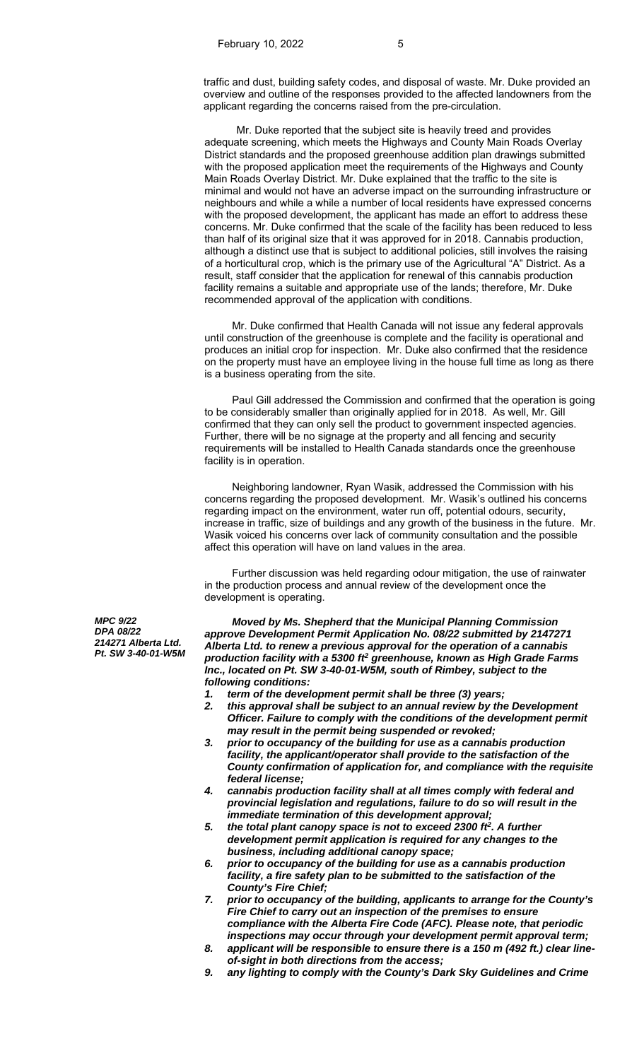traffic and dust, building safety codes, and disposal of waste. Mr. Duke provided an overview and outline of the responses provided to the affected landowners from the applicant regarding the concerns raised from the pre-circulation.

Mr. Duke reported that the subject site is heavily treed and provides adequate screening, which meets the Highways and County Main Roads Overlay District standards and the proposed greenhouse addition plan drawings submitted with the proposed application meet the requirements of the Highways and County Main Roads Overlay District. Mr. Duke explained that the traffic to the site is minimal and would not have an adverse impact on the surrounding infrastructure or neighbours and while a while a number of local residents have expressed concerns with the proposed development, the applicant has made an effort to address these concerns. Mr. Duke confirmed that the scale of the facility has been reduced to less than half of its original size that it was approved for in 2018. Cannabis production, although a distinct use that is subject to additional policies, still involves the raising of a horticultural crop, which is the primary use of the Agricultural "A" District. As a result, staff consider that the application for renewal of this cannabis production facility remains a suitable and appropriate use of the lands; therefore, Mr. Duke recommended approval of the application with conditions.

Mr. Duke confirmed that Health Canada will not issue any federal approvals until construction of the greenhouse is complete and the facility is operational and produces an initial crop for inspection. Mr. Duke also confirmed that the residence on the property must have an employee living in the house full time as long as there is a business operating from the site.

Paul Gill addressed the Commission and confirmed that the operation is going to be considerably smaller than originally applied for in 2018. As well, Mr. Gill confirmed that they can only sell the product to government inspected agencies. Further, there will be no signage at the property and all fencing and security requirements will be installed to Health Canada standards once the greenhouse facility is in operation.

Neighboring landowner, Ryan Wasik, addressed the Commission with his concerns regarding the proposed development. Mr. Wasik's outlined his concerns regarding impact on the environment, water run off, potential odours, security, increase in traffic, size of buildings and any growth of the business in the future. Mr. Wasik voiced his concerns over lack of community consultation and the possible affect this operation will have on land values in the area.

Further discussion was held regarding odour mitigation, the use of rainwater in the production process and annual review of the development once the development is operating.

***MPC 9/22***
***DPA 08/22***
***214271 Alberta Ltd.***
***Pt. SW 3-40-01-W5M***

***Moved by Ms. Shepherd that the Municipal Planning Commission approve Development Permit Application No. 08/22 submitted by 2147271 Alberta Ltd. to renew a previous approval for the operation of a cannabis production facility with a 5300 ft² greenhouse, known as High Grade Farms Inc., located on Pt. SW 3-40-01-W5M, south of Rimbey, subject to the following conditions:***

1. ***term of the development permit shall be three (3) years;***
2. ***this approval shall be subject to an annual review by the Development Officer. Failure to comply with the conditions of the development permit may result in the permit being suspended or revoked;***
3. ***prior to occupancy of the building for use as a cannabis production facility, the applicant/operator shall provide to the satisfaction of the County confirmation of application for, and compliance with the requisite federal license;***
4. ***cannabis production facility shall at all times comply with federal and provincial legislation and regulations, failure to do so will result in the immediate termination of this development approval;***
5. ***the total plant canopy space is not to exceed 2300 ft². A further development permit application is required for any changes to the business, including additional canopy space;***
6. ***prior to occupancy of the building for use as a cannabis production facility, a fire safety plan to be submitted to the satisfaction of the County's Fire Chief;***
7. ***prior to occupancy of the building, applicants to arrange for the County's Fire Chief to carry out an inspection of the premises to ensure compliance with the Alberta Fire Code (AFC). Please note, that periodic inspections may occur through your development permit approval term;***
8. ***applicant will be responsible to ensure there is a 150 m (492 ft.) clear line-of-sight in both directions from the access;***
9. ***any lighting to comply with the County's Dark Sky Guidelines and Crime***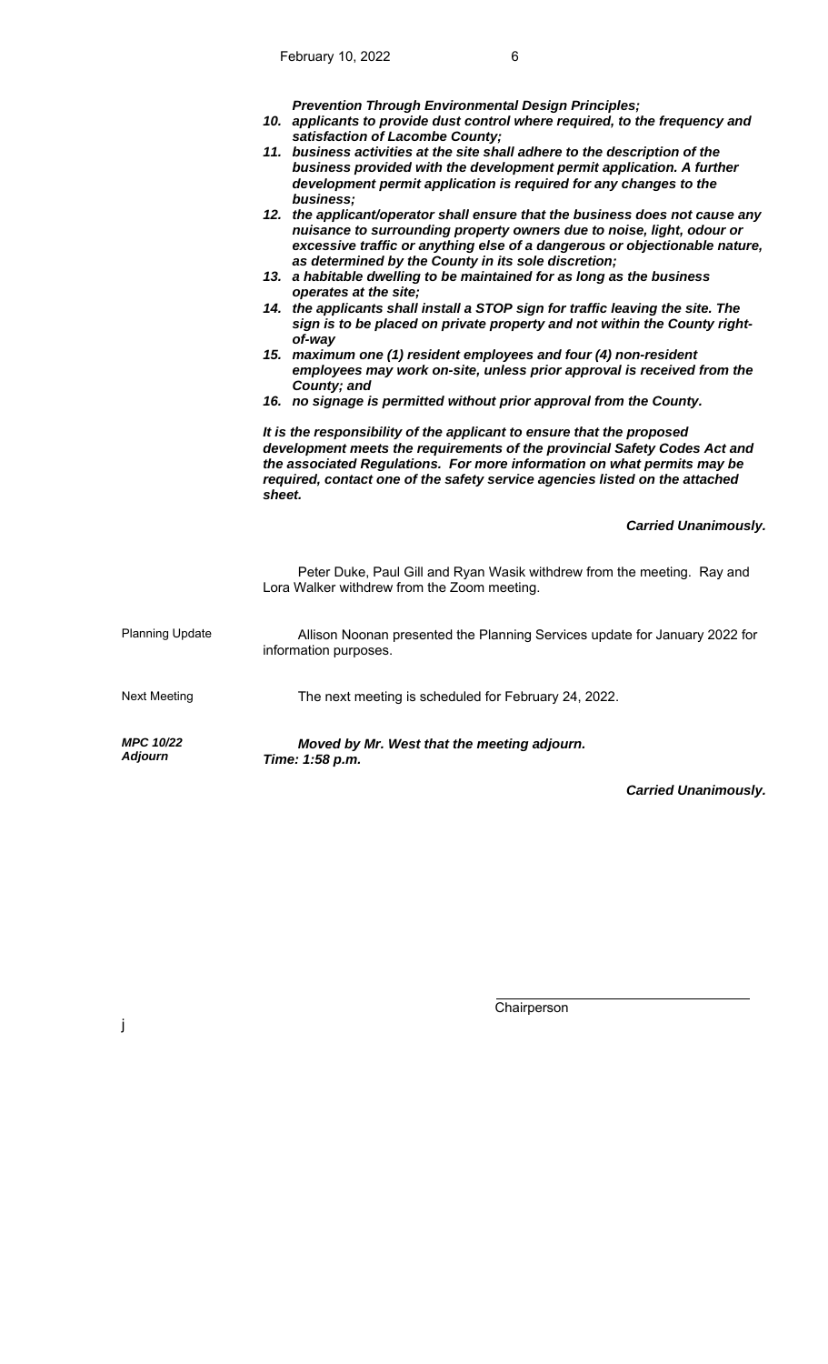***Prevention Through Environmental Design Principles;***

10. ***applicants to provide dust control where required, to the frequency and satisfaction of Lacombe County;***
11. ***business activities at the site shall adhere to the description of the business provided with the development permit application. A further development permit application is required for any changes to the business;***
12. ***the applicant/operator shall ensure that the business does not cause any nuisance to surrounding property owners due to noise, light, odour or excessive traffic or anything else of a dangerous or objectionable nature, as determined by the County in its sole discretion;***
13. ***a habitable dwelling to be maintained for as long as the business operates at the site;***
14. ***the applicants shall install a STOP sign for traffic leaving the site. The sign is to be placed on private property and not within the County right-of-way***
15. ***maximum one (1) resident employees and four (4) non-resident employees may work on-site, unless prior approval is received from the County; and***
16. ***no signage is permitted without prior approval from the County.***

***It is the responsibility of the applicant to ensure that the proposed development meets the requirements of the provincial Safety Codes Act and the associated Regulations. For more information on what permits may be required, contact one of the safety service agencies listed on the attached sheet.***

***Carried Unanimously.***

Peter Duke, Paul Gill and Ryan Wasik withdrew from the meeting. Ray and Lora Walker withdrew from the Zoom meeting.

Planning Update

Allison Noonan presented the Planning Services update for January 2022 for information purposes.

Next Meeting

The next meeting is scheduled for February 24, 2022.

***MPC 10/22***
***Adjourn***

***Moved by Mr. West that the meeting adjourn.***
***Time: 1:58 p.m.***

***Carried Unanimously.***

Chairperson

j